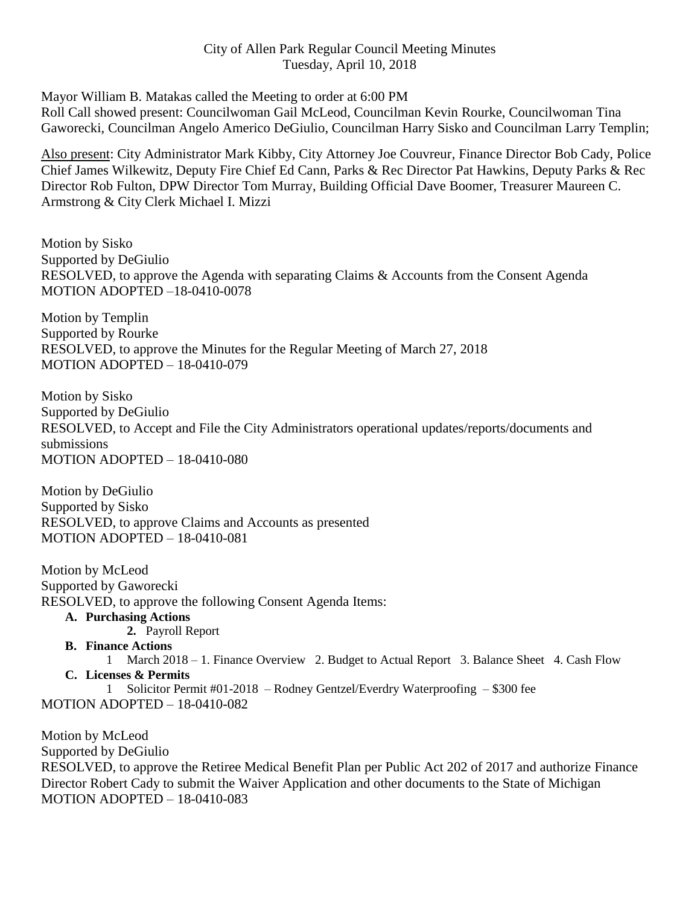City of Allen Park Regular Council Meeting Minutes
Tuesday, April 10, 2018

Mayor William B. Matakas called the Meeting to order at 6:00 PM
Roll Call showed present: Councilwoman Gail McLeod, Councilman Kevin Rourke, Councilwoman Tina Gaworecki, Councilman Angelo Americo DeGiulio, Councilman Harry Sisko and Councilman Larry Templin;

Also present: City Administrator Mark Kibby, City Attorney Joe Couvreur, Finance Director Bob Cady, Police Chief James Wilkewitz, Deputy Fire Chief Ed Cann, Parks & Rec Director Pat Hawkins, Deputy Parks & Rec Director Rob Fulton, DPW Director Tom Murray, Building Official Dave Boomer, Treasurer Maureen C. Armstrong & City Clerk Michael I. Mizzi

Motion by Sisko
Supported by DeGiulio
RESOLVED, to approve the Agenda with separating Claims & Accounts from the Consent Agenda
MOTION ADOPTED –18-0410-0078

Motion by Templin
Supported by Rourke
RESOLVED, to approve the Minutes for the Regular Meeting of March 27, 2018
MOTION ADOPTED – 18-0410-079

Motion by Sisko
Supported by DeGiulio
RESOLVED, to Accept and File the City Administrators operational updates/reports/documents and submissions
MOTION ADOPTED – 18-0410-080

Motion by DeGiulio
Supported by Sisko
RESOLVED, to approve Claims and Accounts as presented
MOTION ADOPTED – 18-0410-081

Motion by McLeod
Supported by Gaworecki
RESOLVED, to approve the following Consent Agenda Items:

- **A. Purchasing Actions**
  - **2.** Payroll Report
- **B. Finance Actions**
  - 1 March 2018 – 1. Finance Overview 2. Budget to Actual Report 3. Balance Sheet 4. Cash Flow
- **C. Licenses & Permits**
  - 1 Solicitor Permit #01-2018 – Rodney Gentzel/Everdry Waterproofing – $300 fee

MOTION ADOPTED – 18-0410-082

Motion by McLeod
Supported by DeGiulio
RESOLVED, to approve the Retiree Medical Benefit Plan per Public Act 202 of 2017 and authorize Finance Director Robert Cady to submit the Waiver Application and other documents to the State of Michigan
MOTION ADOPTED – 18-0410-083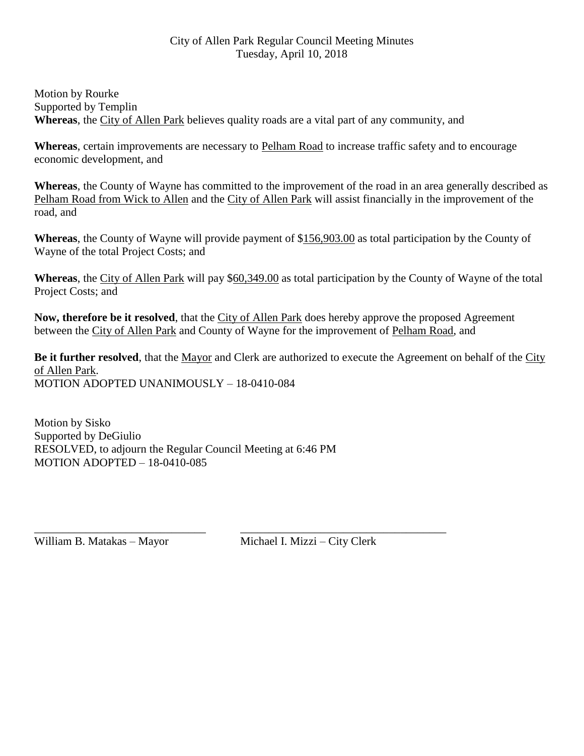City of Allen Park Regular Council Meeting Minutes
Tuesday, April 10, 2018

Motion by Rourke
Supported by Templin
**Whereas**, the City of Allen Park believes quality roads are a vital part of any community, and

**Whereas**, certain improvements are necessary to Pelham Road to increase traffic safety and to encourage economic development, and

**Whereas**, the County of Wayne has committed to the improvement of the road in an area generally described as Pelham Road from Wick to Allen and the City of Allen Park will assist financially in the improvement of the road, and

**Whereas**, the County of Wayne will provide payment of $156,903.00 as total participation by the County of Wayne of the total Project Costs; and

**Whereas**, the City of Allen Park will pay $60,349.00 as total participation by the County of Wayne of the total Project Costs; and

**Now, therefore be it resolved**, that the City of Allen Park does hereby approve the proposed Agreement between the City of Allen Park and County of Wayne for the improvement of Pelham Road, and

**Be it further resolved**, that the Mayor and Clerk are authorized to execute the Agreement on behalf of the City of Allen Park.
MOTION ADOPTED UNANIMOUSLY – 18-0410-084

Motion by Sisko
Supported by DeGiulio
RESOLVED, to adjourn the Regular Council Meeting at 6:46 PM
MOTION ADOPTED – 18-0410-085

\_\_\_\_\_\_\_\_\_\_\_\_\_\_\_\_\_\_\_\_\_\_\_\_\_\_\_\_\_\_ \_\_\_\_\_\_\_\_\_\_\_\_\_\_\_\_\_\_\_\_\_\_\_\_\_\_\_\_\_\_\_\_\_\_\_\_

William B. Matakas – Mayor Michael I. Mizzi – City Clerk